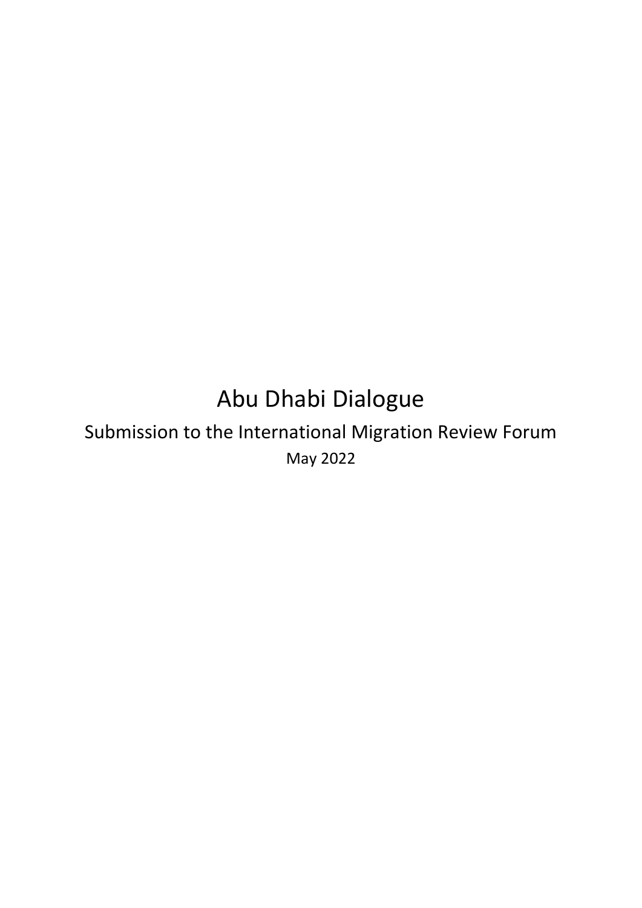# Abu Dhabi Dialogue

## Submission to the International Migration Review Forum

May 2022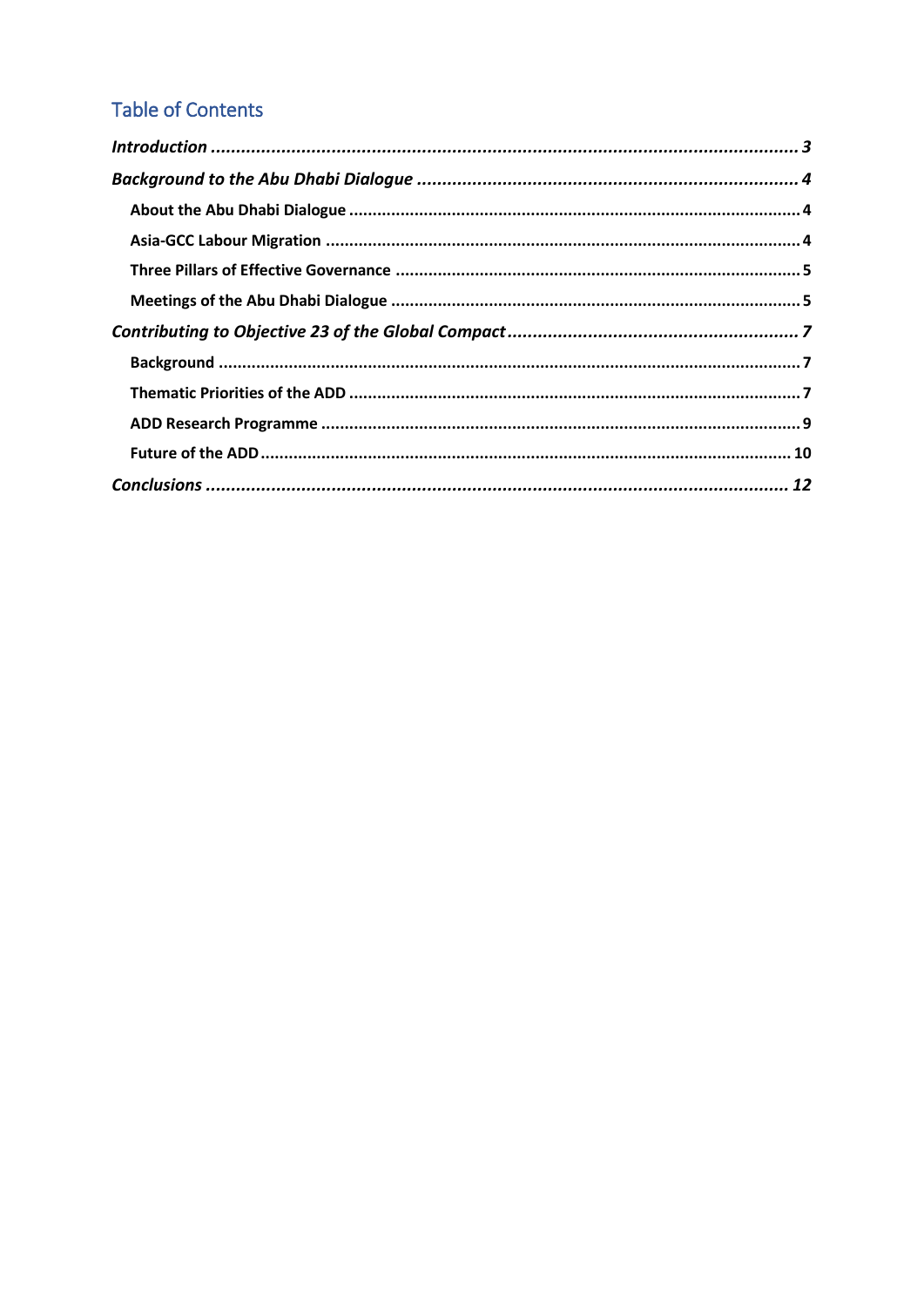## Table of Contents

*Introduction* ........................................................................ 3

*Background to the Abu Dhabi Dialogue* ........................................................................ 4

- **About the Abu Dhabi Dialogue** ........................................................................ 4
- **Asia-GCC Labour Migration** ........................................................................ 4
- **Three Pillars of Effective Governance** ........................................................................ 5
- **Meetings of the Abu Dhabi Dialogue** ........................................................................ 5

*Contributing to Objective 23 of the Global Compact* ........................................................................ 7

- **Background** ........................................................................ 7
- **Thematic Priorities of the ADD** ........................................................................ 7
- **ADD Research Programme** ........................................................................ 9
- **Future of the ADD** ........................................................................ 10

*Conclusions* ........................................................................ 12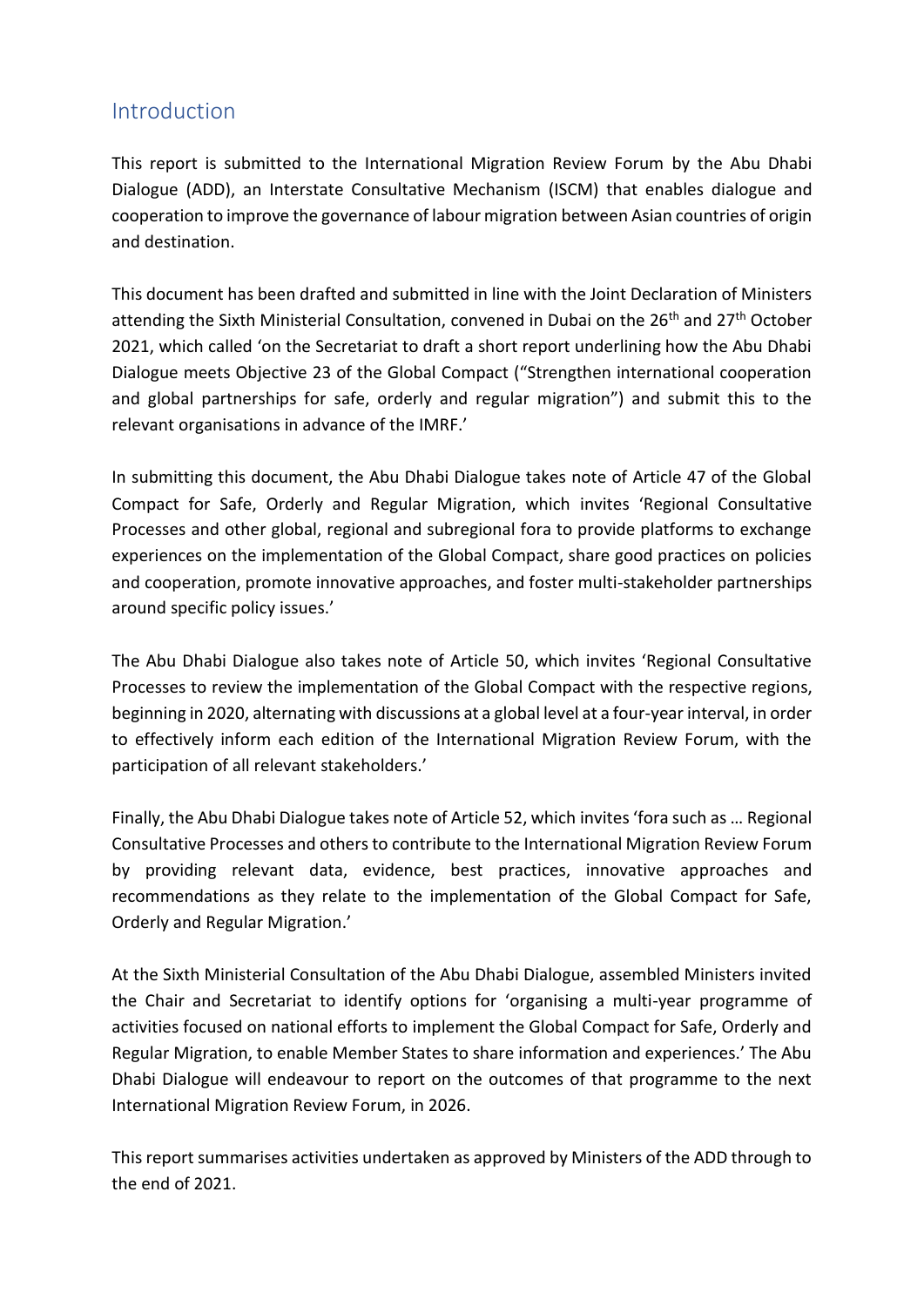## Introduction

This report is submitted to the International Migration Review Forum by the Abu Dhabi Dialogue (ADD), an Interstate Consultative Mechanism (ISCM) that enables dialogue and cooperation to improve the governance of labour migration between Asian countries of origin and destination.

This document has been drafted and submitted in line with the Joint Declaration of Ministers attending the Sixth Ministerial Consultation, convened in Dubai on the 26th and 27th October 2021, which called 'on the Secretariat to draft a short report underlining how the Abu Dhabi Dialogue meets Objective 23 of the Global Compact ("Strengthen international cooperation and global partnerships for safe, orderly and regular migration") and submit this to the relevant organisations in advance of the IMRF.'

In submitting this document, the Abu Dhabi Dialogue takes note of Article 47 of the Global Compact for Safe, Orderly and Regular Migration, which invites 'Regional Consultative Processes and other global, regional and subregional fora to provide platforms to exchange experiences on the implementation of the Global Compact, share good practices on policies and cooperation, promote innovative approaches, and foster multi-stakeholder partnerships around specific policy issues.'

The Abu Dhabi Dialogue also takes note of Article 50, which invites 'Regional Consultative Processes to review the implementation of the Global Compact with the respective regions, beginning in 2020, alternating with discussions at a global level at a four-year interval, in order to effectively inform each edition of the International Migration Review Forum, with the participation of all relevant stakeholders.'

Finally, the Abu Dhabi Dialogue takes note of Article 52, which invites 'fora such as … Regional Consultative Processes and others to contribute to the International Migration Review Forum by providing relevant data, evidence, best practices, innovative approaches and recommendations as they relate to the implementation of the Global Compact for Safe, Orderly and Regular Migration.'

At the Sixth Ministerial Consultation of the Abu Dhabi Dialogue, assembled Ministers invited the Chair and Secretariat to identify options for 'organising a multi-year programme of activities focused on national efforts to implement the Global Compact for Safe, Orderly and Regular Migration, to enable Member States to share information and experiences.' The Abu Dhabi Dialogue will endeavour to report on the outcomes of that programme to the next International Migration Review Forum, in 2026.

This report summarises activities undertaken as approved by Ministers of the ADD through to the end of 2021.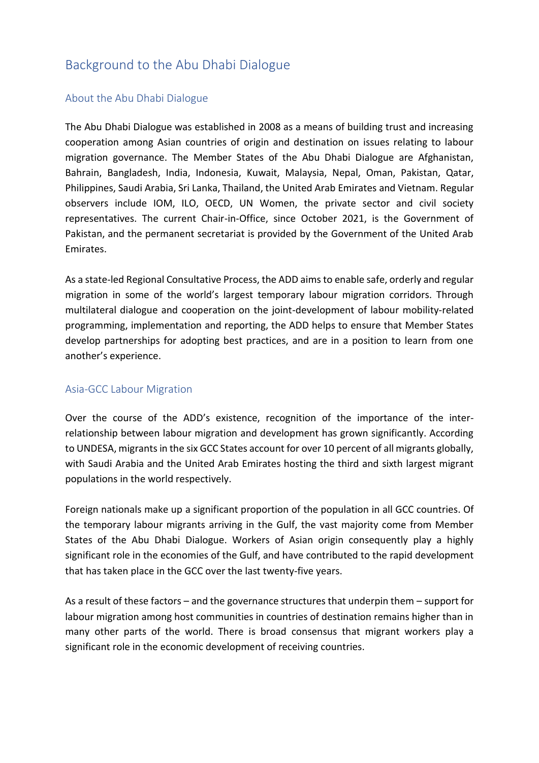# Background to the Abu Dhabi Dialogue

## About the Abu Dhabi Dialogue

The Abu Dhabi Dialogue was established in 2008 as a means of building trust and increasing cooperation among Asian countries of origin and destination on issues relating to labour migration governance. The Member States of the Abu Dhabi Dialogue are Afghanistan, Bahrain, Bangladesh, India, Indonesia, Kuwait, Malaysia, Nepal, Oman, Pakistan, Qatar, Philippines, Saudi Arabia, Sri Lanka, Thailand, the United Arab Emirates and Vietnam. Regular observers include IOM, ILO, OECD, UN Women, the private sector and civil society representatives. The current Chair-in-Office, since October 2021, is the Government of Pakistan, and the permanent secretariat is provided by the Government of the United Arab Emirates.

As a state-led Regional Consultative Process, the ADD aims to enable safe, orderly and regular migration in some of the world's largest temporary labour migration corridors. Through multilateral dialogue and cooperation on the joint-development of labour mobility-related programming, implementation and reporting, the ADD helps to ensure that Member States develop partnerships for adopting best practices, and are in a position to learn from one another's experience.

## Asia-GCC Labour Migration

Over the course of the ADD's existence, recognition of the importance of the inter-relationship between labour migration and development has grown significantly. According to UNDESA, migrants in the six GCC States account for over 10 percent of all migrants globally, with Saudi Arabia and the United Arab Emirates hosting the third and sixth largest migrant populations in the world respectively.

Foreign nationals make up a significant proportion of the population in all GCC countries. Of the temporary labour migrants arriving in the Gulf, the vast majority come from Member States of the Abu Dhabi Dialogue. Workers of Asian origin consequently play a highly significant role in the economies of the Gulf, and have contributed to the rapid development that has taken place in the GCC over the last twenty-five years.

As a result of these factors – and the governance structures that underpin them – support for labour migration among host communities in countries of destination remains higher than in many other parts of the world. There is broad consensus that migrant workers play a significant role in the economic development of receiving countries.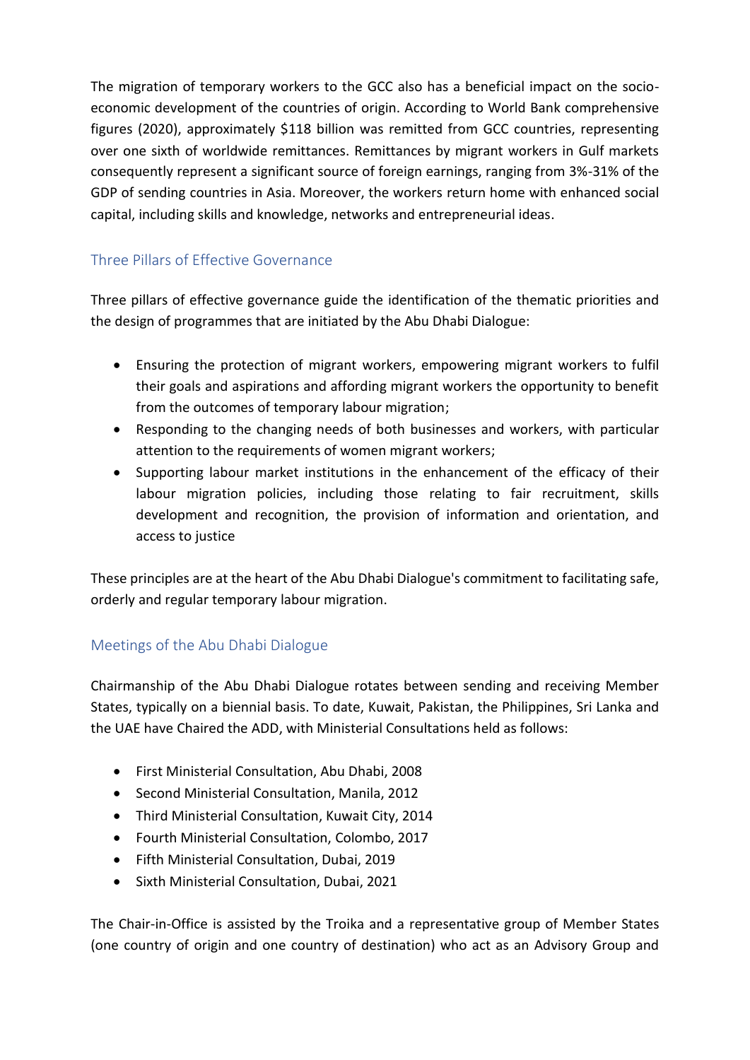The migration of temporary workers to the GCC also has a beneficial impact on the socio-economic development of the countries of origin. According to World Bank comprehensive figures (2020), approximately \$118 billion was remitted from GCC countries, representing over one sixth of worldwide remittances. Remittances by migrant workers in Gulf markets consequently represent a significant source of foreign earnings, ranging from 3%-31% of the GDP of sending countries in Asia. Moreover, the workers return home with enhanced social capital, including skills and knowledge, networks and entrepreneurial ideas.

## Three Pillars of Effective Governance

Three pillars of effective governance guide the identification of the thematic priorities and the design of programmes that are initiated by the Abu Dhabi Dialogue:

- Ensuring the protection of migrant workers, empowering migrant workers to fulfil their goals and aspirations and affording migrant workers the opportunity to benefit from the outcomes of temporary labour migration;
- Responding to the changing needs of both businesses and workers, with particular attention to the requirements of women migrant workers;
- Supporting labour market institutions in the enhancement of the efficacy of their labour migration policies, including those relating to fair recruitment, skills development and recognition, the provision of information and orientation, and access to justice

These principles are at the heart of the Abu Dhabi Dialogue's commitment to facilitating safe, orderly and regular temporary labour migration.

## Meetings of the Abu Dhabi Dialogue

Chairmanship of the Abu Dhabi Dialogue rotates between sending and receiving Member States, typically on a biennial basis. To date, Kuwait, Pakistan, the Philippines, Sri Lanka and the UAE have Chaired the ADD, with Ministerial Consultations held as follows:

- First Ministerial Consultation, Abu Dhabi, 2008
- Second Ministerial Consultation, Manila, 2012
- Third Ministerial Consultation, Kuwait City, 2014
- Fourth Ministerial Consultation, Colombo, 2017
- Fifth Ministerial Consultation, Dubai, 2019
- Sixth Ministerial Consultation, Dubai, 2021

The Chair-in-Office is assisted by the Troika and a representative group of Member States (one country of origin and one country of destination) who act as an Advisory Group and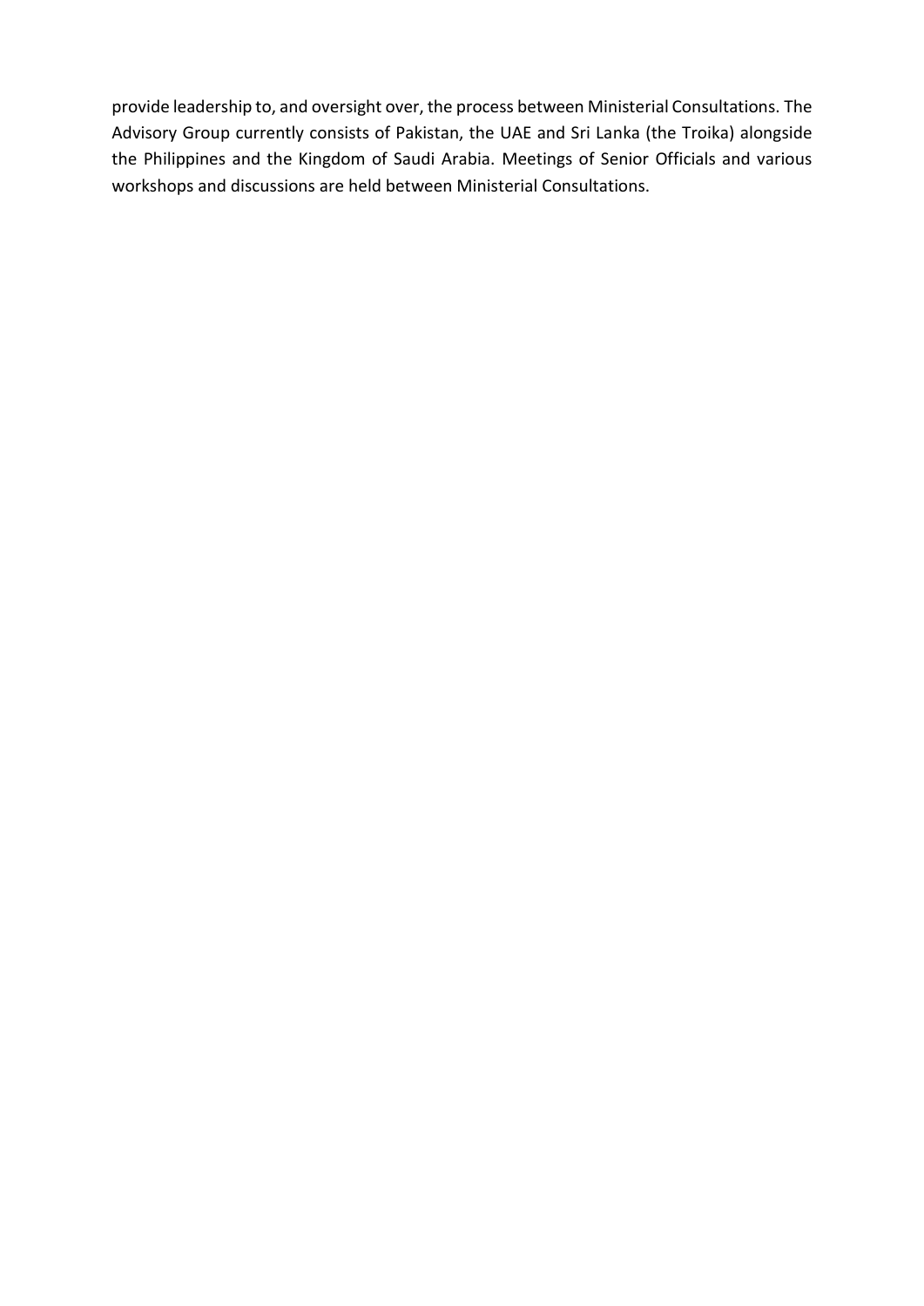provide leadership to, and oversight over, the process between Ministerial Consultations. The Advisory Group currently consists of Pakistan, the UAE and Sri Lanka (the Troika) alongside the Philippines and the Kingdom of Saudi Arabia. Meetings of Senior Officials and various workshops and discussions are held between Ministerial Consultations.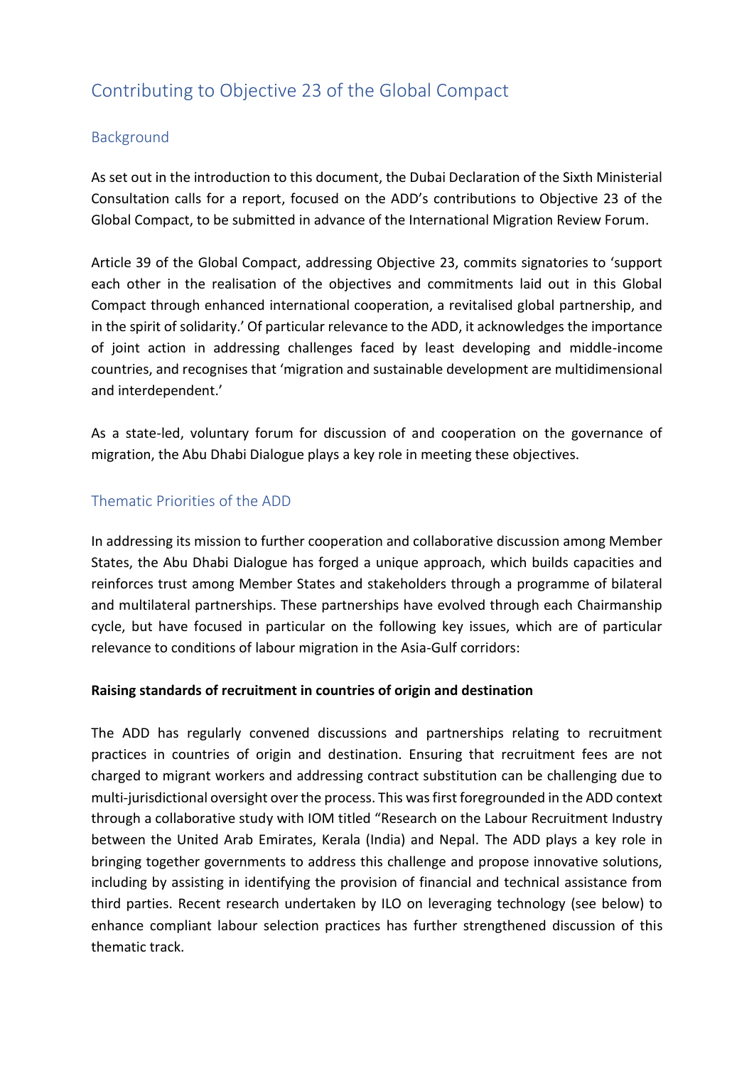## Contributing to Objective 23 of the Global Compact

### Background

As set out in the introduction to this document, the Dubai Declaration of the Sixth Ministerial Consultation calls for a report, focused on the ADD's contributions to Objective 23 of the Global Compact, to be submitted in advance of the International Migration Review Forum.

Article 39 of the Global Compact, addressing Objective 23, commits signatories to 'support each other in the realisation of the objectives and commitments laid out in this Global Compact through enhanced international cooperation, a revitalised global partnership, and in the spirit of solidarity.' Of particular relevance to the ADD, it acknowledges the importance of joint action in addressing challenges faced by least developing and middle-income countries, and recognises that 'migration and sustainable development are multidimensional and interdependent.'

As a state-led, voluntary forum for discussion of and cooperation on the governance of migration, the Abu Dhabi Dialogue plays a key role in meeting these objectives.

### Thematic Priorities of the ADD

In addressing its mission to further cooperation and collaborative discussion among Member States, the Abu Dhabi Dialogue has forged a unique approach, which builds capacities and reinforces trust among Member States and stakeholders through a programme of bilateral and multilateral partnerships. These partnerships have evolved through each Chairmanship cycle, but have focused in particular on the following key issues, which are of particular relevance to conditions of labour migration in the Asia-Gulf corridors:

**Raising standards of recruitment in countries of origin and destination**

The ADD has regularly convened discussions and partnerships relating to recruitment practices in countries of origin and destination. Ensuring that recruitment fees are not charged to migrant workers and addressing contract substitution can be challenging due to multi-jurisdictional oversight over the process. This was first foregrounded in the ADD context through a collaborative study with IOM titled "Research on the Labour Recruitment Industry between the United Arab Emirates, Kerala (India) and Nepal. The ADD plays a key role in bringing together governments to address this challenge and propose innovative solutions, including by assisting in identifying the provision of financial and technical assistance from third parties. Recent research undertaken by ILO on leveraging technology (see below) to enhance compliant labour selection practices has further strengthened discussion of this thematic track.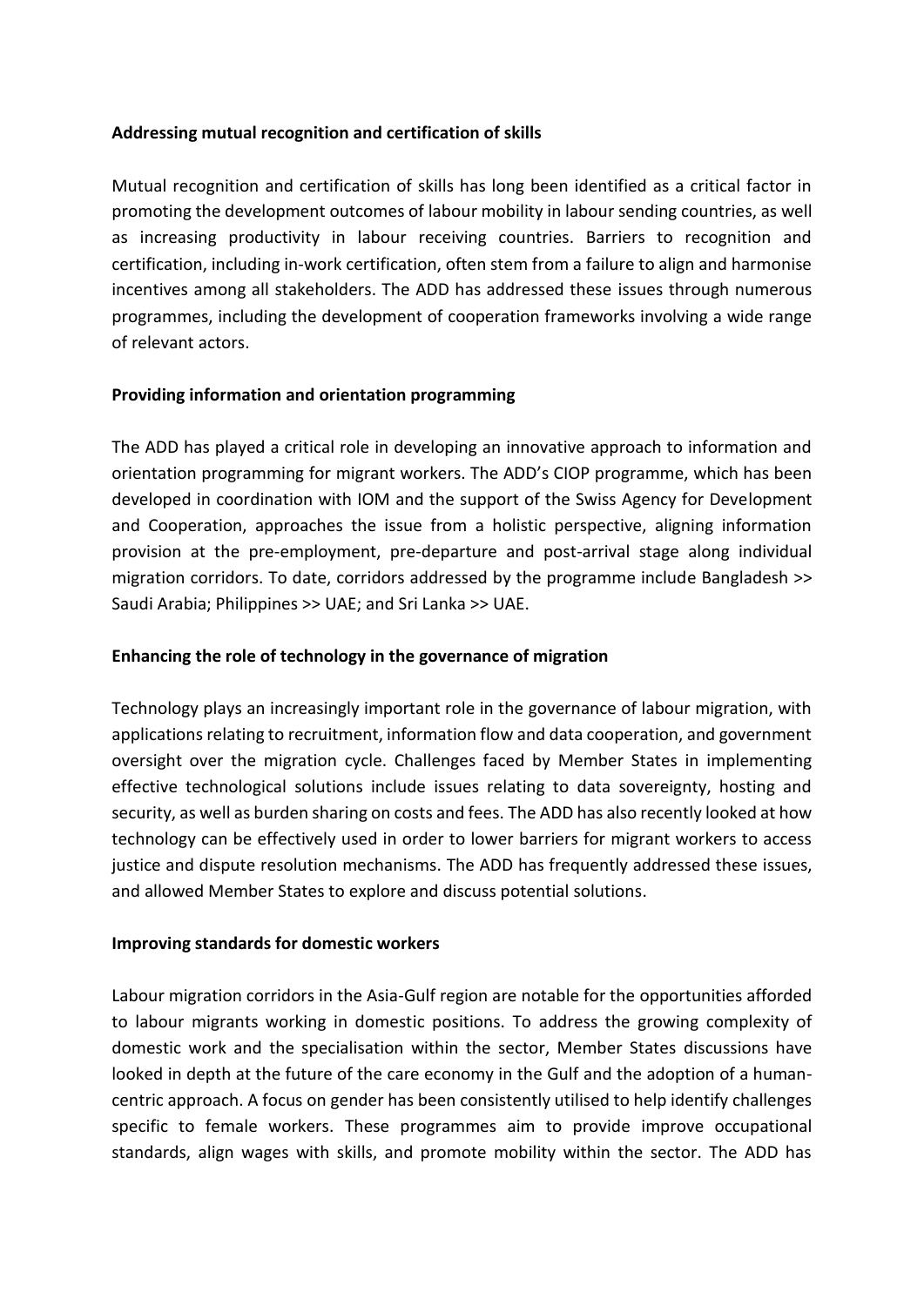**Addressing mutual recognition and certification of skills**

Mutual recognition and certification of skills has long been identified as a critical factor in promoting the development outcomes of labour mobility in labour sending countries, as well as increasing productivity in labour receiving countries. Barriers to recognition and certification, including in-work certification, often stem from a failure to align and harmonise incentives among all stakeholders. The ADD has addressed these issues through numerous programmes, including the development of cooperation frameworks involving a wide range of relevant actors.

**Providing information and orientation programming**

The ADD has played a critical role in developing an innovative approach to information and orientation programming for migrant workers. The ADD's CIOP programme, which has been developed in coordination with IOM and the support of the Swiss Agency for Development and Cooperation, approaches the issue from a holistic perspective, aligning information provision at the pre-employment, pre-departure and post-arrival stage along individual migration corridors. To date, corridors addressed by the programme include Bangladesh >> Saudi Arabia; Philippines >> UAE; and Sri Lanka >> UAE.

**Enhancing the role of technology in the governance of migration**

Technology plays an increasingly important role in the governance of labour migration, with applications relating to recruitment, information flow and data cooperation, and government oversight over the migration cycle. Challenges faced by Member States in implementing effective technological solutions include issues relating to data sovereignty, hosting and security, as well as burden sharing on costs and fees. The ADD has also recently looked at how technology can be effectively used in order to lower barriers for migrant workers to access justice and dispute resolution mechanisms. The ADD has frequently addressed these issues, and allowed Member States to explore and discuss potential solutions.

**Improving standards for domestic workers**

Labour migration corridors in the Asia-Gulf region are notable for the opportunities afforded to labour migrants working in domestic positions. To address the growing complexity of domestic work and the specialisation within the sector, Member States discussions have looked in depth at the future of the care economy in the Gulf and the adoption of a human-centric approach. A focus on gender has been consistently utilised to help identify challenges specific to female workers. These programmes aim to provide improve occupational standards, align wages with skills, and promote mobility within the sector. The ADD has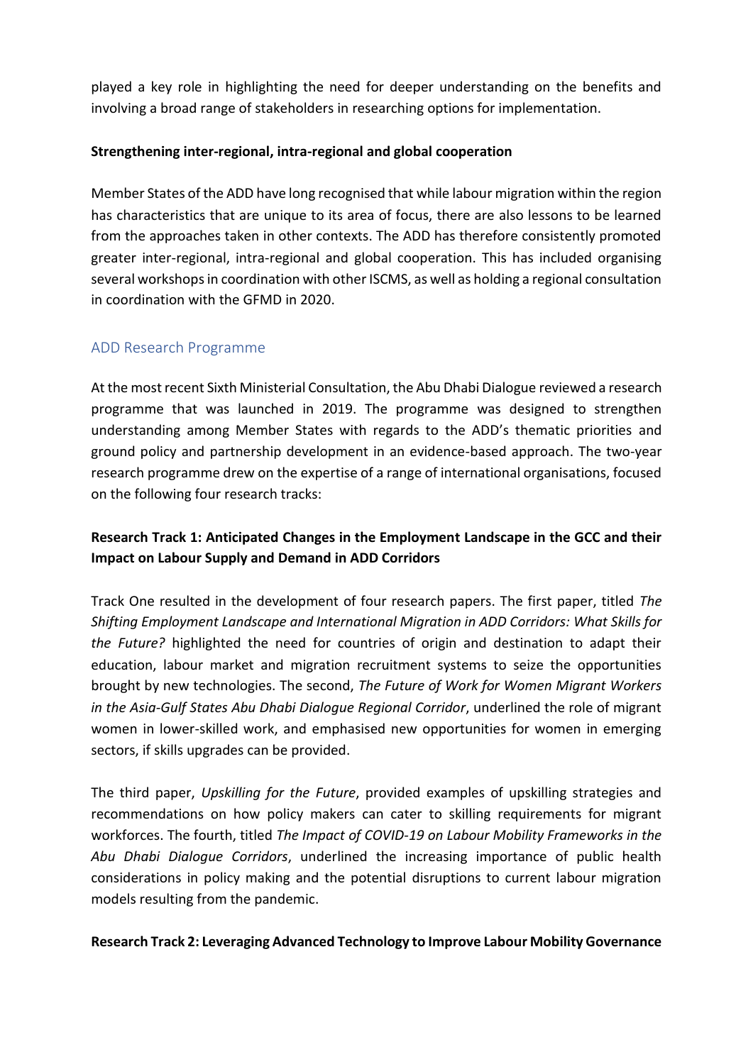played a key role in highlighting the need for deeper understanding on the benefits and involving a broad range of stakeholders in researching options for implementation.

**Strengthening inter-regional, intra-regional and global cooperation**

Member States of the ADD have long recognised that while labour migration within the region has characteristics that are unique to its area of focus, there are also lessons to be learned from the approaches taken in other contexts. The ADD has therefore consistently promoted greater inter-regional, intra-regional and global cooperation. This has included organising several workshops in coordination with other ISCMS, as well as holding a regional consultation in coordination with the GFMD in 2020.

## ADD Research Programme

At the most recent Sixth Ministerial Consultation, the Abu Dhabi Dialogue reviewed a research programme that was launched in 2019. The programme was designed to strengthen understanding among Member States with regards to the ADD's thematic priorities and ground policy and partnership development in an evidence-based approach. The two-year research programme drew on the expertise of a range of international organisations, focused on the following four research tracks:

**Research Track 1: Anticipated Changes in the Employment Landscape in the GCC and their Impact on Labour Supply and Demand in ADD Corridors**

Track One resulted in the development of four research papers. The first paper, titled *The Shifting Employment Landscape and International Migration in ADD Corridors: What Skills for the Future?* highlighted the need for countries of origin and destination to adapt their education, labour market and migration recruitment systems to seize the opportunities brought by new technologies. The second, *The Future of Work for Women Migrant Workers in the Asia-Gulf States Abu Dhabi Dialogue Regional Corridor*, underlined the role of migrant women in lower-skilled work, and emphasised new opportunities for women in emerging sectors, if skills upgrades can be provided.

The third paper, *Upskilling for the Future*, provided examples of upskilling strategies and recommendations on how policy makers can cater to skilling requirements for migrant workforces. The fourth, titled *The Impact of COVID-19 on Labour Mobility Frameworks in the Abu Dhabi Dialogue Corridors*, underlined the increasing importance of public health considerations in policy making and the potential disruptions to current labour migration models resulting from the pandemic.

**Research Track 2: Leveraging Advanced Technology to Improve Labour Mobility Governance**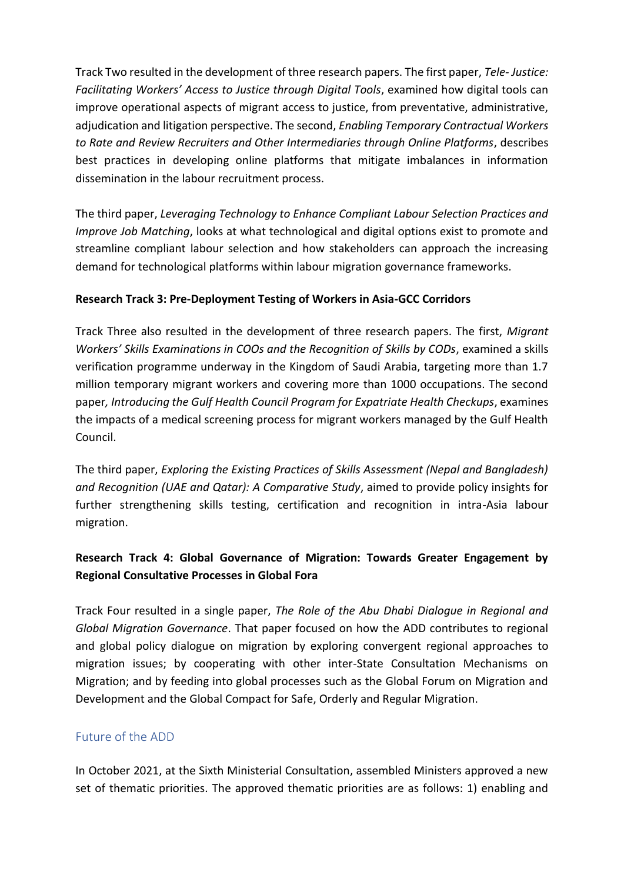Track Two resulted in the development of three research papers. The first paper, *Tele- Justice: Facilitating Workers' Access to Justice through Digital Tools*, examined how digital tools can improve operational aspects of migrant access to justice, from preventative, administrative, adjudication and litigation perspective. The second, *Enabling Temporary Contractual Workers to Rate and Review Recruiters and Other Intermediaries through Online Platforms*, describes best practices in developing online platforms that mitigate imbalances in information dissemination in the labour recruitment process.

The third paper, *Leveraging Technology to Enhance Compliant Labour Selection Practices and Improve Job Matching*, looks at what technological and digital options exist to promote and streamline compliant labour selection and how stakeholders can approach the increasing demand for technological platforms within labour migration governance frameworks.

**Research Track 3: Pre-Deployment Testing of Workers in Asia-GCC Corridors**

Track Three also resulted in the development of three research papers. The first, *Migrant Workers' Skills Examinations in COOs and the Recognition of Skills by CODs*, examined a skills verification programme underway in the Kingdom of Saudi Arabia, targeting more than 1.7 million temporary migrant workers and covering more than 1000 occupations. The second paper*, Introducing the Gulf Health Council Program for Expatriate Health Checkups*, examines the impacts of a medical screening process for migrant workers managed by the Gulf Health Council.

The third paper, *Exploring the Existing Practices of Skills Assessment (Nepal and Bangladesh) and Recognition (UAE and Qatar): A Comparative Study*, aimed to provide policy insights for further strengthening skills testing, certification and recognition in intra-Asia labour migration.

**Research Track 4: Global Governance of Migration: Towards Greater Engagement by Regional Consultative Processes in Global Fora**

Track Four resulted in a single paper, *The Role of the Abu Dhabi Dialogue in Regional and Global Migration Governance*. That paper focused on how the ADD contributes to regional and global policy dialogue on migration by exploring convergent regional approaches to migration issues; by cooperating with other inter-State Consultation Mechanisms on Migration; and by feeding into global processes such as the Global Forum on Migration and Development and the Global Compact for Safe, Orderly and Regular Migration.

## Future of the ADD

In October 2021, at the Sixth Ministerial Consultation, assembled Ministers approved a new set of thematic priorities. The approved thematic priorities are as follows: 1) enabling and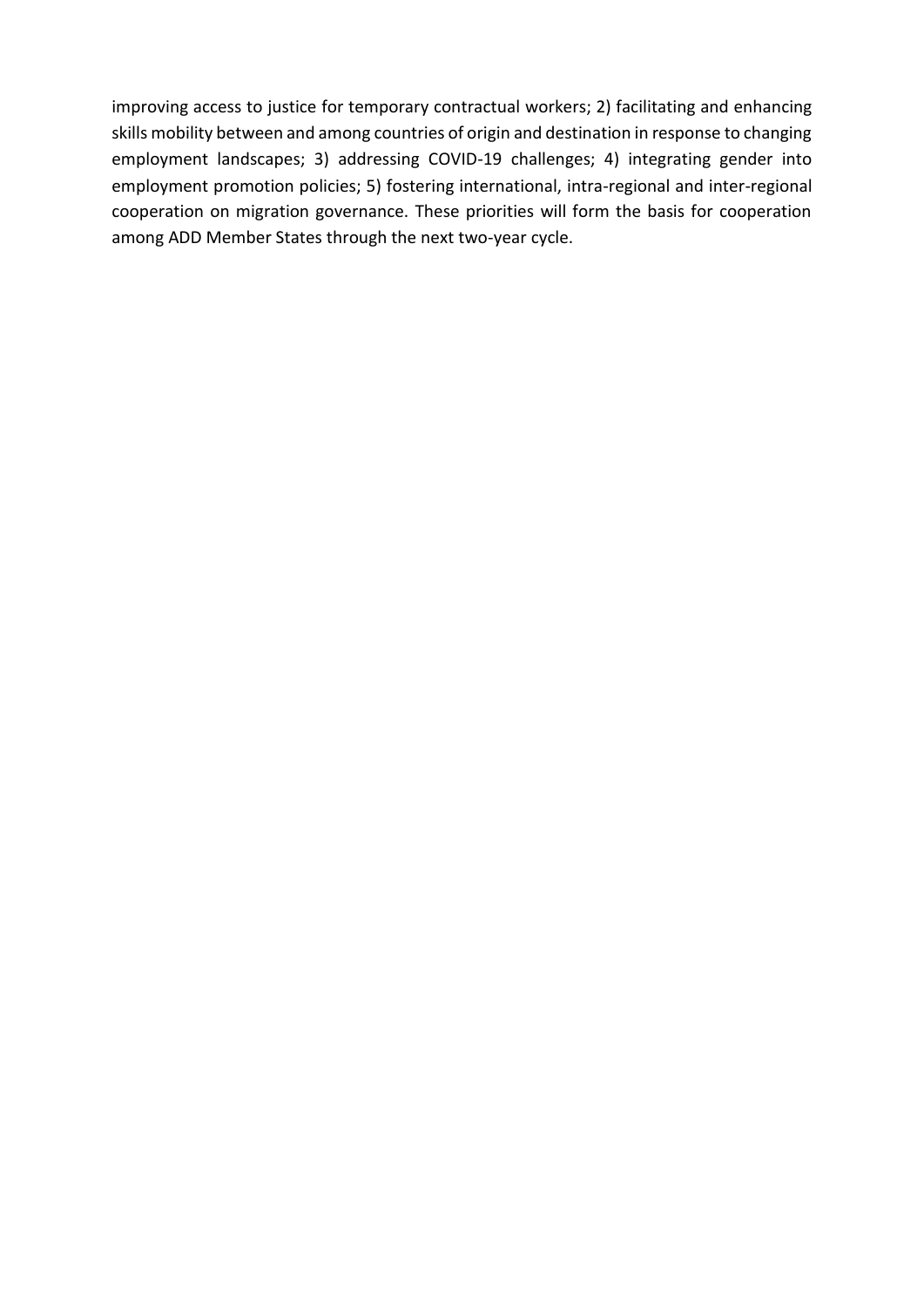improving access to justice for temporary contractual workers; 2) facilitating and enhancing skills mobility between and among countries of origin and destination in response to changing employment landscapes; 3) addressing COVID-19 challenges; 4) integrating gender into employment promotion policies; 5) fostering international, intra-regional and inter-regional cooperation on migration governance. These priorities will form the basis for cooperation among ADD Member States through the next two-year cycle.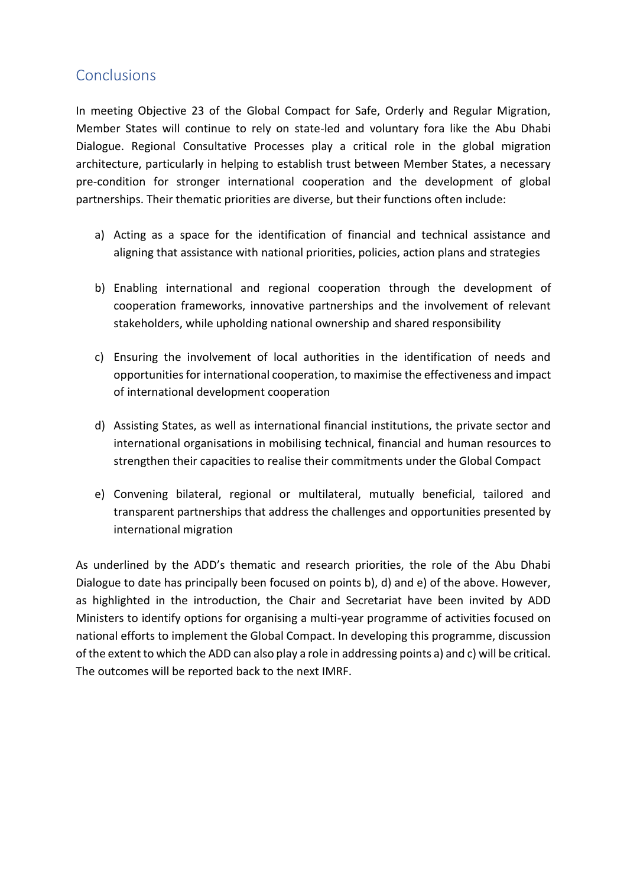## Conclusions

In meeting Objective 23 of the Global Compact for Safe, Orderly and Regular Migration, Member States will continue to rely on state-led and voluntary fora like the Abu Dhabi Dialogue. Regional Consultative Processes play a critical role in the global migration architecture, particularly in helping to establish trust between Member States, a necessary pre-condition for stronger international cooperation and the development of global partnerships. Their thematic priorities are diverse, but their functions often include:

a) Acting as a space for the identification of financial and technical assistance and aligning that assistance with national priorities, policies, action plans and strategies

b) Enabling international and regional cooperation through the development of cooperation frameworks, innovative partnerships and the involvement of relevant stakeholders, while upholding national ownership and shared responsibility

c) Ensuring the involvement of local authorities in the identification of needs and opportunities for international cooperation, to maximise the effectiveness and impact of international development cooperation

d) Assisting States, as well as international financial institutions, the private sector and international organisations in mobilising technical, financial and human resources to strengthen their capacities to realise their commitments under the Global Compact

e) Convening bilateral, regional or multilateral, mutually beneficial, tailored and transparent partnerships that address the challenges and opportunities presented by international migration

As underlined by the ADD's thematic and research priorities, the role of the Abu Dhabi Dialogue to date has principally been focused on points b), d) and e) of the above. However, as highlighted in the introduction, the Chair and Secretariat have been invited by ADD Ministers to identify options for organising a multi-year programme of activities focused on national efforts to implement the Global Compact. In developing this programme, discussion of the extent to which the ADD can also play a role in addressing points a) and c) will be critical. The outcomes will be reported back to the next IMRF.